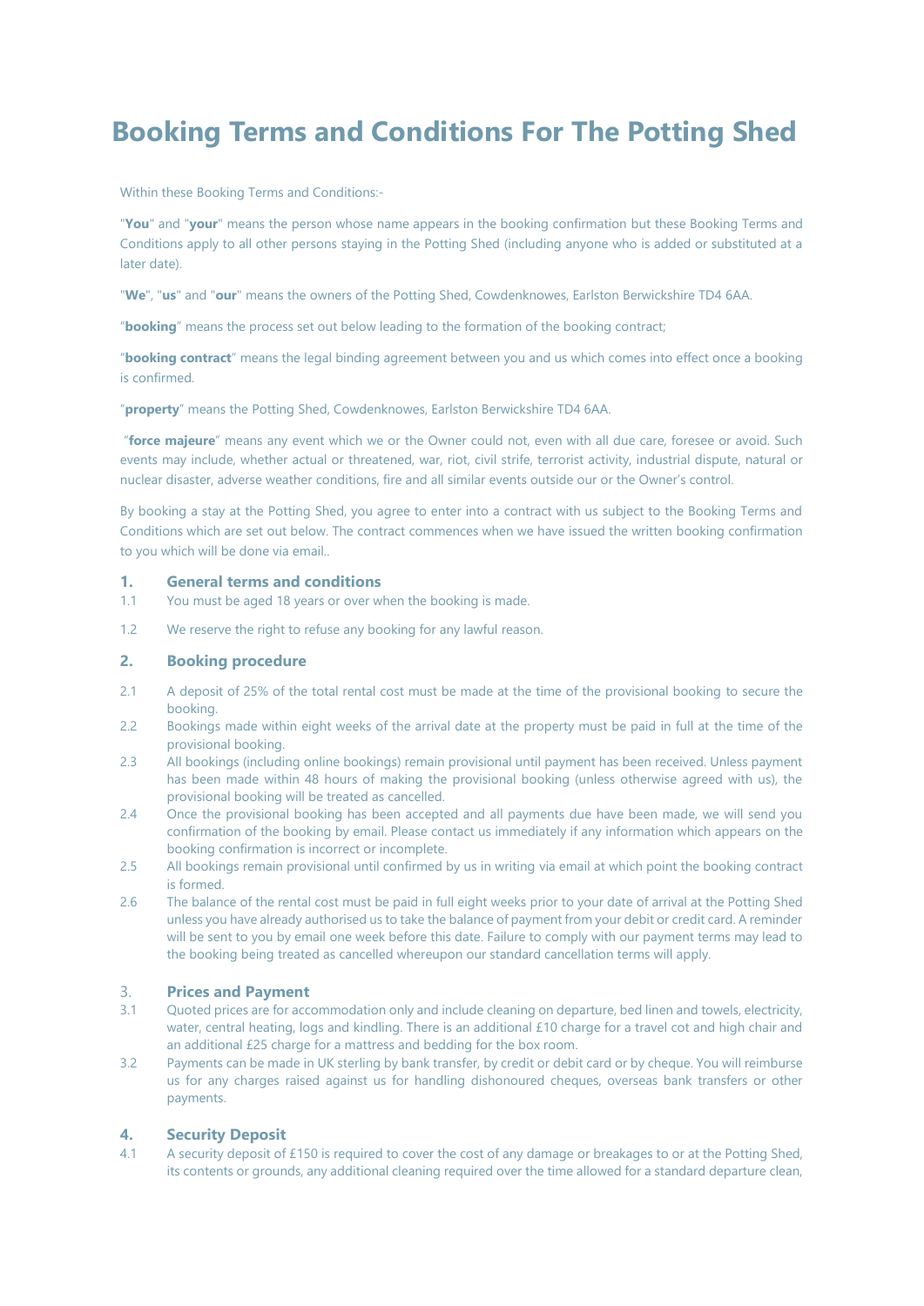# Booking Terms and Conditions For The Potting Shed

Within these Booking Terms and Conditions:-

"**You**" and "**your**" means the person whose name appears in the booking confirmation but these Booking Terms and Conditions apply to all other persons staying in the Potting Shed (including anyone who is added or substituted at a later date).

"**We**", "**us**" and "**our**" means the owners of the Potting Shed, Cowdenknowes, Earlston Berwickshire TD4 6AA.

"**booking**" means the process set out below leading to the formation of the booking contract;

"**booking contract**" means the legal binding agreement between you and us which comes into effect once a booking is confirmed.

"**property**" means the Potting Shed, Cowdenknowes, Earlston Berwickshire TD4 6AA.

"**force majeure**" means any event which we or the Owner could not, even with all due care, foresee or avoid. Such events may include, whether actual or threatened, war, riot, civil strife, terrorist activity, industrial dispute, natural or nuclear disaster, adverse weather conditions, fire and all similar events outside our or the Owner's control.

By booking a stay at the Potting Shed, you agree to enter into a contract with us subject to the Booking Terms and Conditions which are set out below. The contract commences when we have issued the written booking confirmation to you which will be done via email..

## 1. General terms and conditions

1.1 You must be aged 18 years or over when the booking is made.

1.2 We reserve the right to refuse any booking for any lawful reason.

## 2. Booking procedure

2.1 A deposit of 25% of the total rental cost must be made at the time of the provisional booking to secure the booking.

2.2 Bookings made within eight weeks of the arrival date at the property must be paid in full at the time of the provisional booking.

2.3 All bookings (including online bookings) remain provisional until payment has been received. Unless payment has been made within 48 hours of making the provisional booking (unless otherwise agreed with us), the provisional booking will be treated as cancelled.

2.4 Once the provisional booking has been accepted and all payments due have been made, we will send you confirmation of the booking by email. Please contact us immediately if any information which appears on the booking confirmation is incorrect or incomplete.

2.5 All bookings remain provisional until confirmed by us in writing via email at which point the booking contract is formed.

2.6 The balance of the rental cost must be paid in full eight weeks prior to your date of arrival at the Potting Shed unless you have already authorised us to take the balance of payment from your debit or credit card. A reminder will be sent to you by email one week before this date. Failure to comply with our payment terms may lead to the booking being treated as cancelled whereupon our standard cancellation terms will apply.

## 3. Prices and Payment

3.1 Quoted prices are for accommodation only and include cleaning on departure, bed linen and towels, electricity, water, central heating, logs and kindling. There is an additional £10 charge for a travel cot and high chair and an additional £25 charge for a mattress and bedding for the box room.

3.2 Payments can be made in UK sterling by bank transfer, by credit or debit card or by cheque. You will reimburse us for any charges raised against us for handling dishonoured cheques, overseas bank transfers or other payments.

## 4. Security Deposit

4.1 A security deposit of £150 is required to cover the cost of any damage or breakages to or at the Potting Shed, its contents or grounds, any additional cleaning required over the time allowed for a standard departure clean,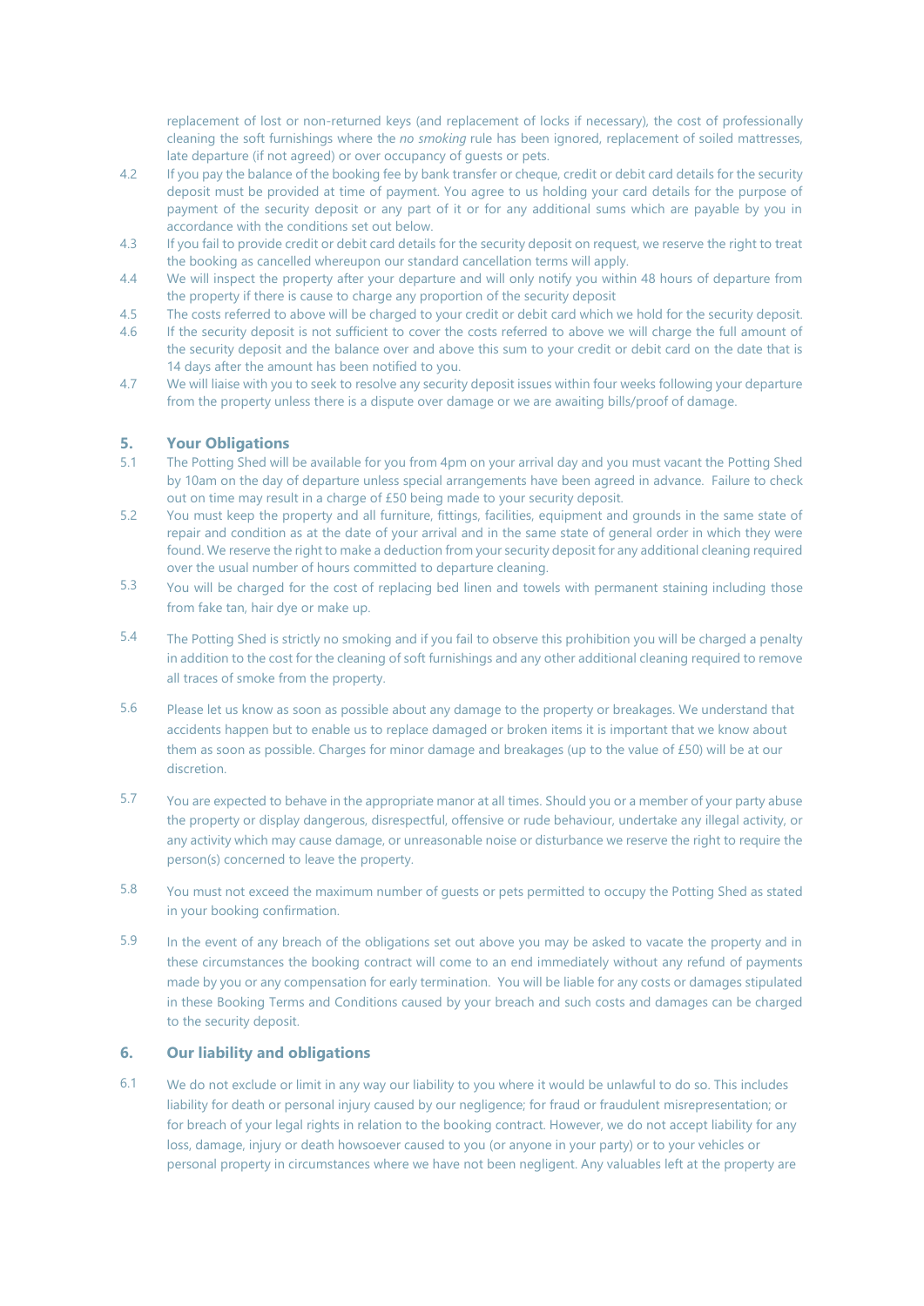replacement of lost or non-returned keys (and replacement of locks if necessary), the cost of professionally cleaning the soft furnishings where the *no smoking* rule has been ignored, replacement of soiled mattresses, late departure (if not agreed) or over occupancy of guests or pets.

4.2 If you pay the balance of the booking fee by bank transfer or cheque, credit or debit card details for the security deposit must be provided at time of payment. You agree to us holding your card details for the purpose of payment of the security deposit or any part of it or for any additional sums which are payable by you in accordance with the conditions set out below.

4.3 If you fail to provide credit or debit card details for the security deposit on request, we reserve the right to treat the booking as cancelled whereupon our standard cancellation terms will apply.

4.4 We will inspect the property after your departure and will only notify you within 48 hours of departure from the property if there is cause to charge any proportion of the security deposit

4.5 The costs referred to above will be charged to your credit or debit card which we hold for the security deposit.

4.6 If the security deposit is not sufficient to cover the costs referred to above we will charge the full amount of the security deposit and the balance over and above this sum to your credit or debit card on the date that is 14 days after the amount has been notified to you.

4.7 We will liaise with you to seek to resolve any security deposit issues within four weeks following your departure from the property unless there is a dispute over damage or we are awaiting bills/proof of damage.

## 5. Your Obligations

5.1 The Potting Shed will be available for you from 4pm on your arrival day and you must vacant the Potting Shed by 10am on the day of departure unless special arrangements have been agreed in advance. Failure to check out on time may result in a charge of £50 being made to your security deposit.

5.2 You must keep the property and all furniture, fittings, facilities, equipment and grounds in the same state of repair and condition as at the date of your arrival and in the same state of general order in which they were found. We reserve the right to make a deduction from your security deposit for any additional cleaning required over the usual number of hours committed to departure cleaning.

5.3 You will be charged for the cost of replacing bed linen and towels with permanent staining including those from fake tan, hair dye or make up.

5.4 The Potting Shed is strictly no smoking and if you fail to observe this prohibition you will be charged a penalty in addition to the cost for the cleaning of soft furnishings and any other additional cleaning required to remove all traces of smoke from the property.

5.6 Please let us know as soon as possible about any damage to the property or breakages. We understand that accidents happen but to enable us to replace damaged or broken items it is important that we know about them as soon as possible. Charges for minor damage and breakages (up to the value of £50) will be at our discretion.

5.7 You are expected to behave in the appropriate manor at all times. Should you or a member of your party abuse the property or display dangerous, disrespectful, offensive or rude behaviour, undertake any illegal activity, or any activity which may cause damage, or unreasonable noise or disturbance we reserve the right to require the person(s) concerned to leave the property.

5.8 You must not exceed the maximum number of guests or pets permitted to occupy the Potting Shed as stated in your booking confirmation.

5.9 In the event of any breach of the obligations set out above you may be asked to vacate the property and in these circumstances the booking contract will come to an end immediately without any refund of payments made by you or any compensation for early termination. You will be liable for any costs or damages stipulated in these Booking Terms and Conditions caused by your breach and such costs and damages can be charged to the security deposit.

## 6. Our liability and obligations

6.1 We do not exclude or limit in any way our liability to you where it would be unlawful to do so. This includes liability for death or personal injury caused by our negligence; for fraud or fraudulent misrepresentation; or for breach of your legal rights in relation to the booking contract. However, we do not accept liability for any loss, damage, injury or death howsoever caused to you (or anyone in your party) or to your vehicles or personal property in circumstances where we have not been negligent. Any valuables left at the property are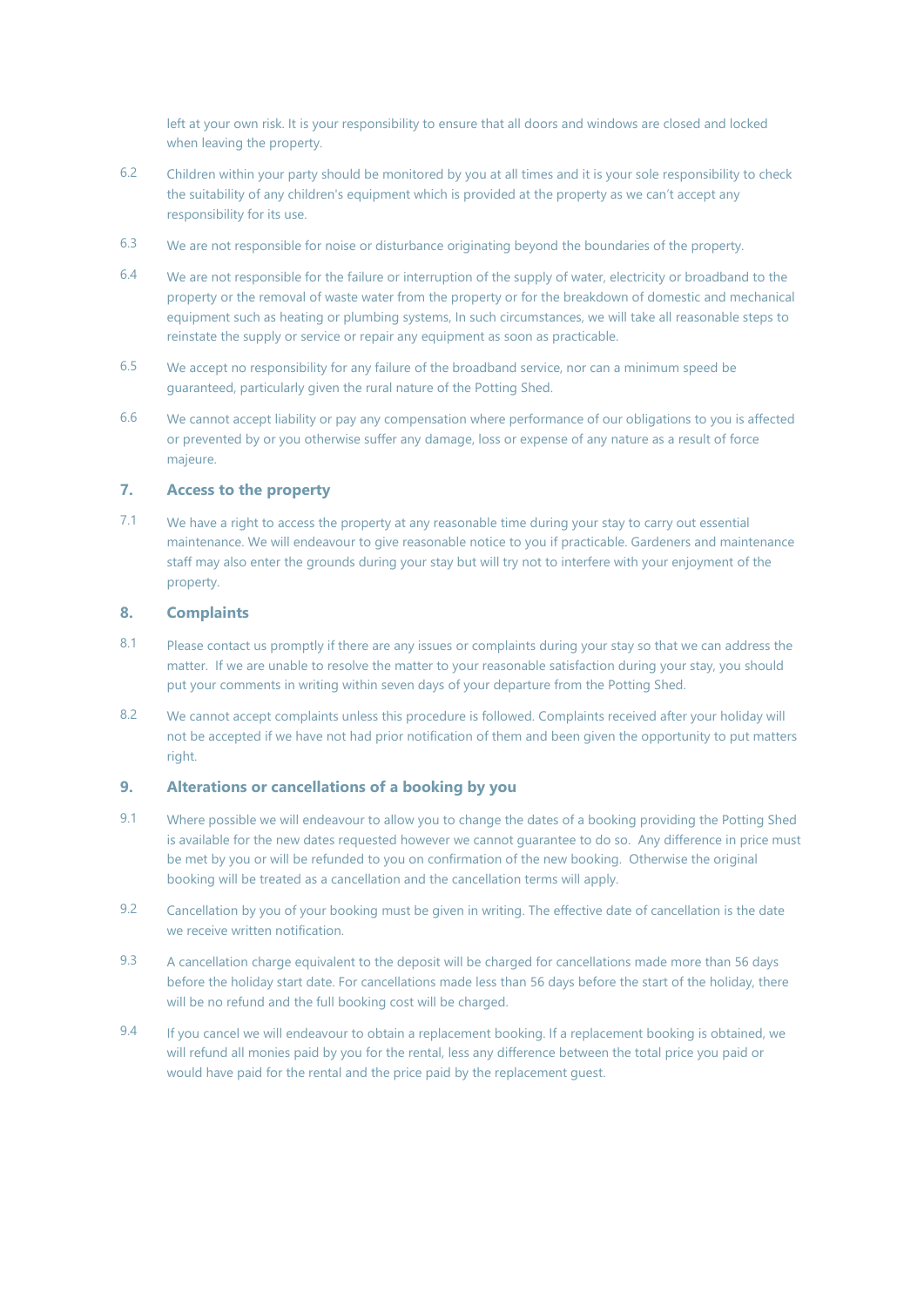left at your own risk. It is your responsibility to ensure that all doors and windows are closed and locked when leaving the property.

6.2 Children within your party should be monitored by you at all times and it is your sole responsibility to check the suitability of any children's equipment which is provided at the property as we can't accept any responsibility for its use.

6.3 We are not responsible for noise or disturbance originating beyond the boundaries of the property.

6.4 We are not responsible for the failure or interruption of the supply of water, electricity or broadband to the property or the removal of waste water from the property or for the breakdown of domestic and mechanical equipment such as heating or plumbing systems, In such circumstances, we will take all reasonable steps to reinstate the supply or service or repair any equipment as soon as practicable.

6.5 We accept no responsibility for any failure of the broadband service, nor can a minimum speed be guaranteed, particularly given the rural nature of the Potting Shed.

6.6 We cannot accept liability or pay any compensation where performance of our obligations to you is affected or prevented by or you otherwise suffer any damage, loss or expense of any nature as a result of force majeure.

## 7. Access to the property

7.1 We have a right to access the property at any reasonable time during your stay to carry out essential maintenance. We will endeavour to give reasonable notice to you if practicable. Gardeners and maintenance staff may also enter the grounds during your stay but will try not to interfere with your enjoyment of the property.

## 8. Complaints

8.1 Please contact us promptly if there are any issues or complaints during your stay so that we can address the matter. If we are unable to resolve the matter to your reasonable satisfaction during your stay, you should put your comments in writing within seven days of your departure from the Potting Shed.

8.2 We cannot accept complaints unless this procedure is followed. Complaints received after your holiday will not be accepted if we have not had prior notification of them and been given the opportunity to put matters right.

## 9. Alterations or cancellations of a booking by you

9.1 Where possible we will endeavour to allow you to change the dates of a booking providing the Potting Shed is available for the new dates requested however we cannot guarantee to do so. Any difference in price must be met by you or will be refunded to you on confirmation of the new booking. Otherwise the original booking will be treated as a cancellation and the cancellation terms will apply.

9.2 Cancellation by you of your booking must be given in writing. The effective date of cancellation is the date we receive written notification.

9.3 A cancellation charge equivalent to the deposit will be charged for cancellations made more than 56 days before the holiday start date. For cancellations made less than 56 days before the start of the holiday, there will be no refund and the full booking cost will be charged.

9.4 If you cancel we will endeavour to obtain a replacement booking. If a replacement booking is obtained, we will refund all monies paid by you for the rental, less any difference between the total price you paid or would have paid for the rental and the price paid by the replacement guest.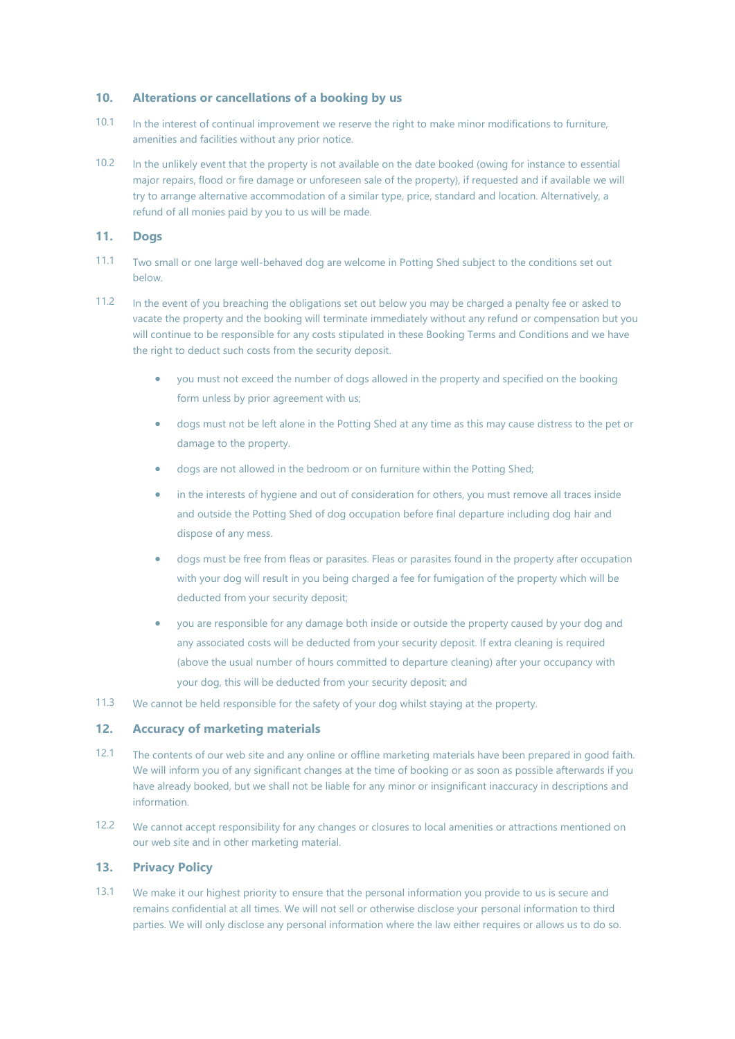## 10. Alterations or cancellations of a booking by us

10.1 In the interest of continual improvement we reserve the right to make minor modifications to furniture, amenities and facilities without any prior notice.

10.2 In the unlikely event that the property is not available on the date booked (owing for instance to essential major repairs, flood or fire damage or unforeseen sale of the property), if requested and if available we will try to arrange alternative accommodation of a similar type, price, standard and location. Alternatively, a refund of all monies paid by you to us will be made.

## 11. Dogs

11.1 Two small or one large well-behaved dog are welcome in Potting Shed subject to the conditions set out below.

11.2 In the event of you breaching the obligations set out below you may be charged a penalty fee or asked to vacate the property and the booking will terminate immediately without any refund or compensation but you will continue to be responsible for any costs stipulated in these Booking Terms and Conditions and we have the right to deduct such costs from the security deposit.

- you must not exceed the number of dogs allowed in the property and specified on the booking form unless by prior agreement with us;
- dogs must not be left alone in the Potting Shed at any time as this may cause distress to the pet or damage to the property.
- dogs are not allowed in the bedroom or on furniture within the Potting Shed;
- in the interests of hygiene and out of consideration for others, you must remove all traces inside and outside the Potting Shed of dog occupation before final departure including dog hair and dispose of any mess.
- dogs must be free from fleas or parasites. Fleas or parasites found in the property after occupation with your dog will result in you being charged a fee for fumigation of the property which will be deducted from your security deposit;
- you are responsible for any damage both inside or outside the property caused by your dog and any associated costs will be deducted from your security deposit. If extra cleaning is required (above the usual number of hours committed to departure cleaning) after your occupancy with your dog, this will be deducted from your security deposit; and

11.3 We cannot be held responsible for the safety of your dog whilst staying at the property.

## 12. Accuracy of marketing materials

12.1 The contents of our web site and any online or offline marketing materials have been prepared in good faith. We will inform you of any significant changes at the time of booking or as soon as possible afterwards if you have already booked, but we shall not be liable for any minor or insignificant inaccuracy in descriptions and information.

12.2 We cannot accept responsibility for any changes or closures to local amenities or attractions mentioned on our web site and in other marketing material.

## 13. Privacy Policy

13.1 We make it our highest priority to ensure that the personal information you provide to us is secure and remains confidential at all times. We will not sell or otherwise disclose your personal information to third parties. We will only disclose any personal information where the law either requires or allows us to do so.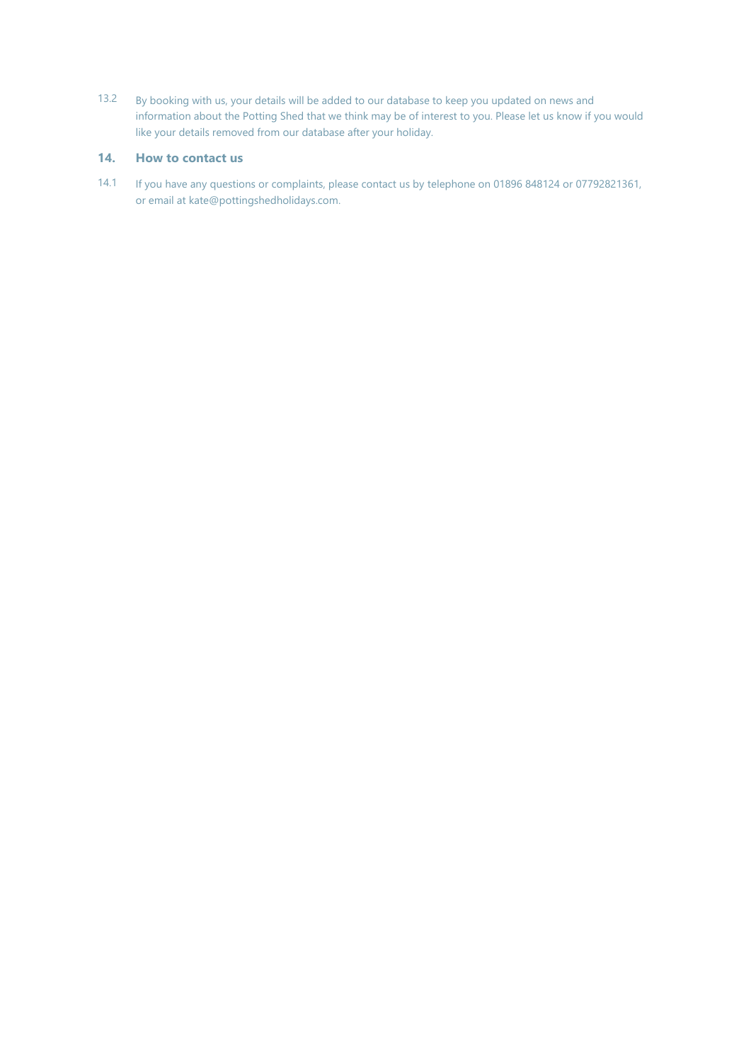13.2 By booking with us, your details will be added to our database to keep you updated on news and information about the Potting Shed that we think may be of interest to you. Please let us know if you would like your details removed from our database after your holiday.

## 14. How to contact us

14.1 If you have any questions or complaints, please contact us by telephone on 01896 848124 or 07792821361, or email at kate@pottingshedholidays.com.